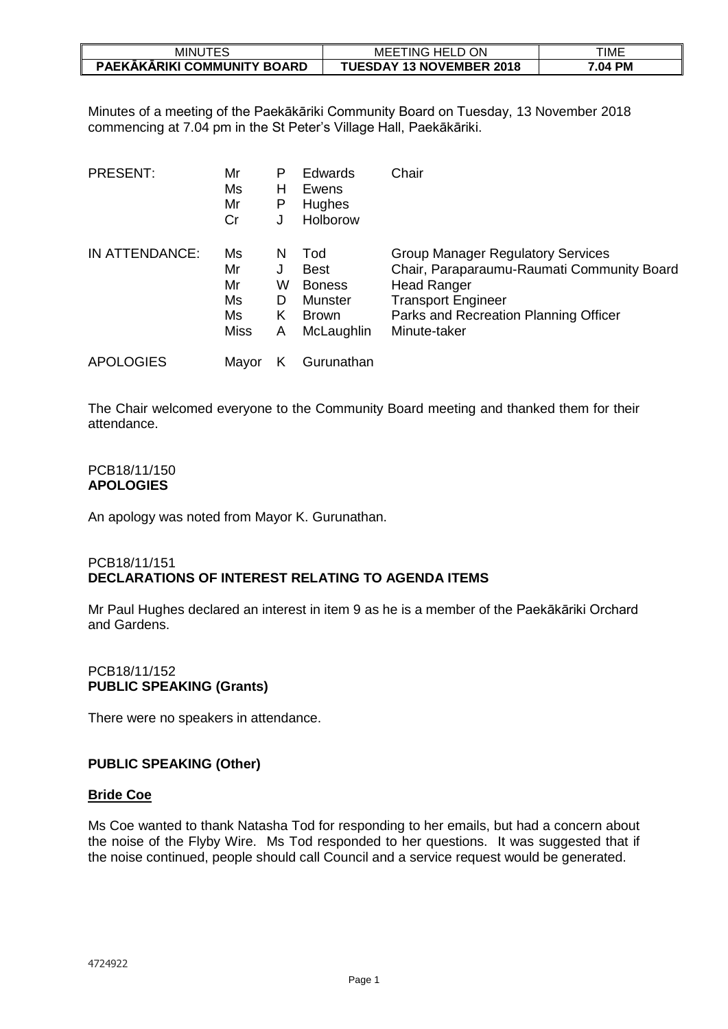| MINUTES | MEETING HELD ON | TIME |
| --- | --- | --- |
| **PAEKĀKĀRIKI COMMUNITY BOARD** | **TUESDAY 13 NOVEMBER 2018** | **7.04 PM** |

Minutes of a meeting of the Paekākāriki Community Board on Tuesday, 13 November 2018 commencing at 7.04 pm in the St Peter's Village Hall, Paekākāriki.

| | | | | |
| --- | --- | --- | --- | --- |
| PRESENT: | Mr | P | Edwards | Chair |
| | Ms | H | Ewens | |
| | Mr | P | Hughes | |
| | Cr | J | Holborow | |
| IN ATTENDANCE: | Ms | N | Tod | Group Manager Regulatory Services |
| | Mr | J | Best | Chair, Paraparaumu-Raumati Community Board |
| | Mr | W | Boness | Head Ranger |
| | Ms | D | Munster | Transport Engineer |
| | Ms | K | Brown | Parks and Recreation Planning Officer |
| | Miss | A | McLaughlin | Minute-taker |
| APOLOGIES | Mayor | K | Gurunathan | |

The Chair welcomed everyone to the Community Board meeting and thanked them for their attendance.

PCB18/11/150
**APOLOGIES**

An apology was noted from Mayor K. Gurunathan.

PCB18/11/151
**DECLARATIONS OF INTEREST RELATING TO AGENDA ITEMS**

Mr Paul Hughes declared an interest in item 9 as he is a member of the Paekākāriki Orchard and Gardens.

PCB18/11/152
**PUBLIC SPEAKING (Grants)**

There were no speakers in attendance.

**PUBLIC SPEAKING (Other)**

**Bride Coe**

Ms Coe wanted to thank Natasha Tod for responding to her emails, but had a concern about the noise of the Flyby Wire. Ms Tod responded to her questions. It was suggested that if the noise continued, people should call Council and a service request would be generated.

4724922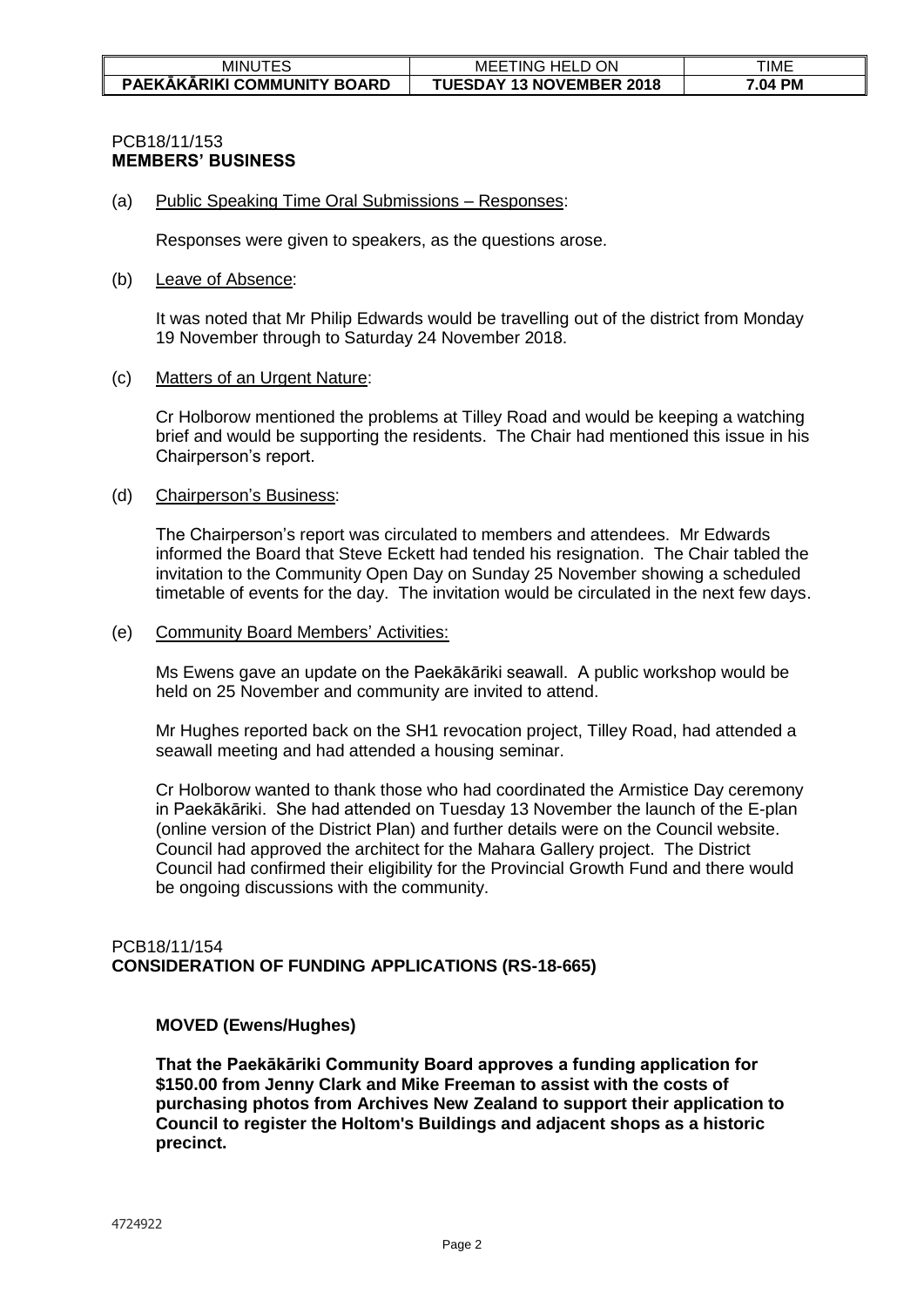PCB18/11/153
**MEMBERS' BUSINESS**

(a) Public Speaking Time Oral Submissions – Responses:

Responses were given to speakers, as the questions arose.

(b) Leave of Absence:

It was noted that Mr Philip Edwards would be travelling out of the district from Monday 19 November through to Saturday 24 November 2018.

(c) Matters of an Urgent Nature:

Cr Holborow mentioned the problems at Tilley Road and would be keeping a watching brief and would be supporting the residents. The Chair had mentioned this issue in his Chairperson's report.

(d) Chairperson's Business:

The Chairperson's report was circulated to members and attendees. Mr Edwards informed the Board that Steve Eckett had tended his resignation. The Chair tabled the invitation to the Community Open Day on Sunday 25 November showing a scheduled timetable of events for the day. The invitation would be circulated in the next few days.

(e) Community Board Members' Activities:

Ms Ewens gave an update on the Paekākāriki seawall. A public workshop would be held on 25 November and community are invited to attend.

Mr Hughes reported back on the SH1 revocation project, Tilley Road, had attended a seawall meeting and had attended a housing seminar.

Cr Holborow wanted to thank those who had coordinated the Armistice Day ceremony in Paekākāriki. She had attended on Tuesday 13 November the launch of the E-plan (online version of the District Plan) and further details were on the Council website. Council had approved the architect for the Mahara Gallery project. The District Council had confirmed their eligibility for the Provincial Growth Fund and there would be ongoing discussions with the community.

PCB18/11/154
**CONSIDERATION OF FUNDING APPLICATIONS (RS-18-665)**

**MOVED (Ewens/Hughes)**

**That the Paekākāriki Community Board approves a funding application for $150.00 from Jenny Clark and Mike Freeman to assist with the costs of purchasing photos from Archives New Zealand to support their application to Council to register the Holtom's Buildings and adjacent shops as a historic precinct.**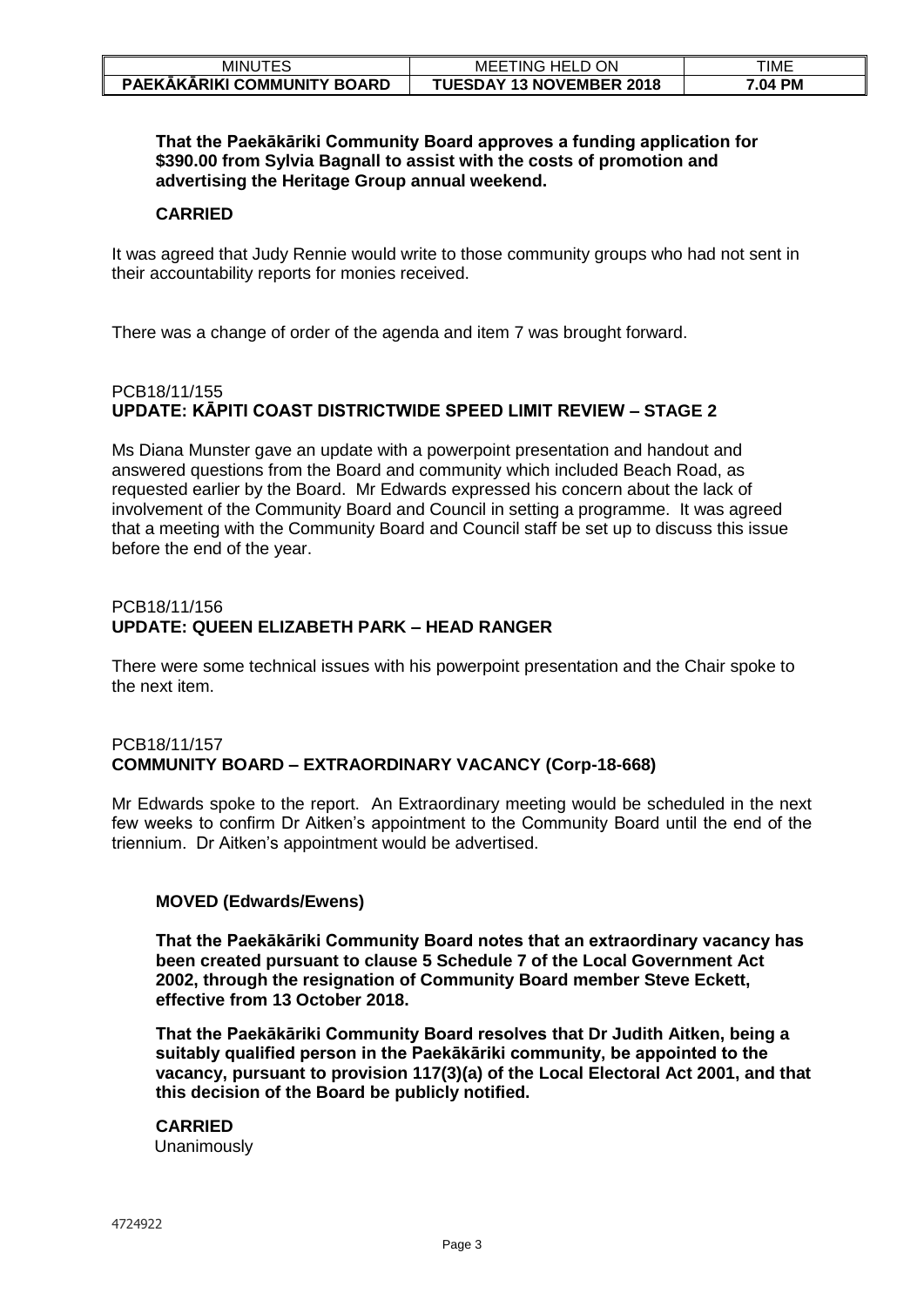**That the Paekākāriki Community Board approves a funding application for $390.00 from Sylvia Bagnall to assist with the costs of promotion and advertising the Heritage Group annual weekend.**

**CARRIED**

It was agreed that Judy Rennie would write to those community groups who had not sent in their accountability reports for monies received.

There was a change of order of the agenda and item 7 was brought forward.

PCB18/11/155
**UPDATE: KĀPITI COAST DISTRICTWIDE SPEED LIMIT REVIEW – STAGE 2**

Ms Diana Munster gave an update with a powerpoint presentation and handout and answered questions from the Board and community which included Beach Road, as requested earlier by the Board. Mr Edwards expressed his concern about the lack of involvement of the Community Board and Council in setting a programme. It was agreed that a meeting with the Community Board and Council staff be set up to discuss this issue before the end of the year.

PCB18/11/156
**UPDATE: QUEEN ELIZABETH PARK – HEAD RANGER**

There were some technical issues with his powerpoint presentation and the Chair spoke to the next item.

PCB18/11/157
**COMMUNITY BOARD – EXTRAORDINARY VACANCY (Corp-18-668)**

Mr Edwards spoke to the report. An Extraordinary meeting would be scheduled in the next few weeks to confirm Dr Aitken's appointment to the Community Board until the end of the triennium. Dr Aitken's appointment would be advertised.

**MOVED (Edwards/Ewens)**

**That the Paekākāriki Community Board notes that an extraordinary vacancy has been created pursuant to clause 5 Schedule 7 of the Local Government Act 2002, through the resignation of Community Board member Steve Eckett, effective from 13 October 2018.**

**That the Paekākāriki Community Board resolves that Dr Judith Aitken, being a suitably qualified person in the Paekākāriki community, be appointed to the vacancy, pursuant to provision 117(3)(a) of the Local Electoral Act 2001, and that this decision of the Board be publicly notified.**

**CARRIED**
Unanimously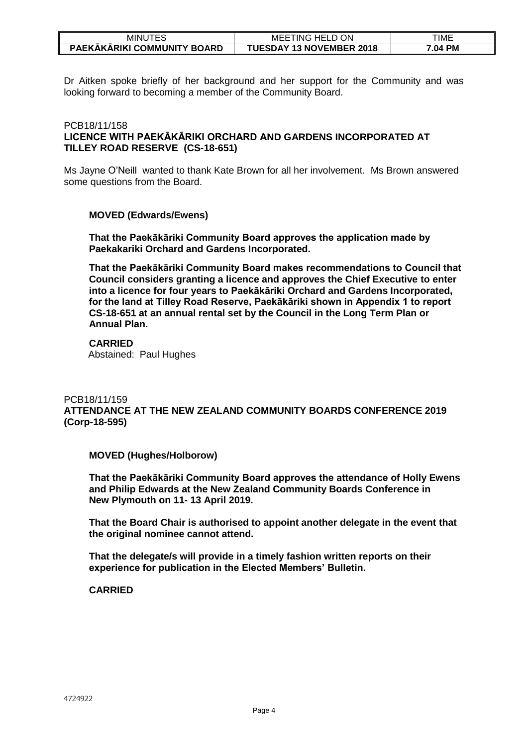Dr Aitken spoke briefly of her background and her support for the Community and was looking forward to becoming a member of the Community Board.

PCB18/11/158
**LICENCE WITH PAEKĀKĀRIKI ORCHARD AND GARDENS INCORPORATED AT TILLEY ROAD RESERVE (CS-18-651)**

Ms Jayne O'Neill wanted to thank Kate Brown for all her involvement. Ms Brown answered some questions from the Board.

**MOVED (Edwards/Ewens)**

**That the Paekākāriki Community Board approves the application made by Paekakariki Orchard and Gardens Incorporated.**

**That the Paekākāriki Community Board makes recommendations to Council that Council considers granting a licence and approves the Chief Executive to enter into a licence for four years to Paekākāriki Orchard and Gardens Incorporated, for the land at Tilley Road Reserve, Paekākāriki shown in Appendix 1 to report CS-18-651 at an annual rental set by the Council in the Long Term Plan or Annual Plan.**

**CARRIED**
Abstained: Paul Hughes

PCB18/11/159
**ATTENDANCE AT THE NEW ZEALAND COMMUNITY BOARDS CONFERENCE 2019 (Corp-18-595)**

**MOVED (Hughes/Holborow)**

**That the Paekākāriki Community Board approves the attendance of Holly Ewens and Philip Edwards at the New Zealand Community Boards Conference in New Plymouth on 11- 13 April 2019.**

**That the Board Chair is authorised to appoint another delegate in the event that the original nominee cannot attend.**

**That the delegate/s will provide in a timely fashion written reports on their experience for publication in the Elected Members' Bulletin.**

**CARRIED**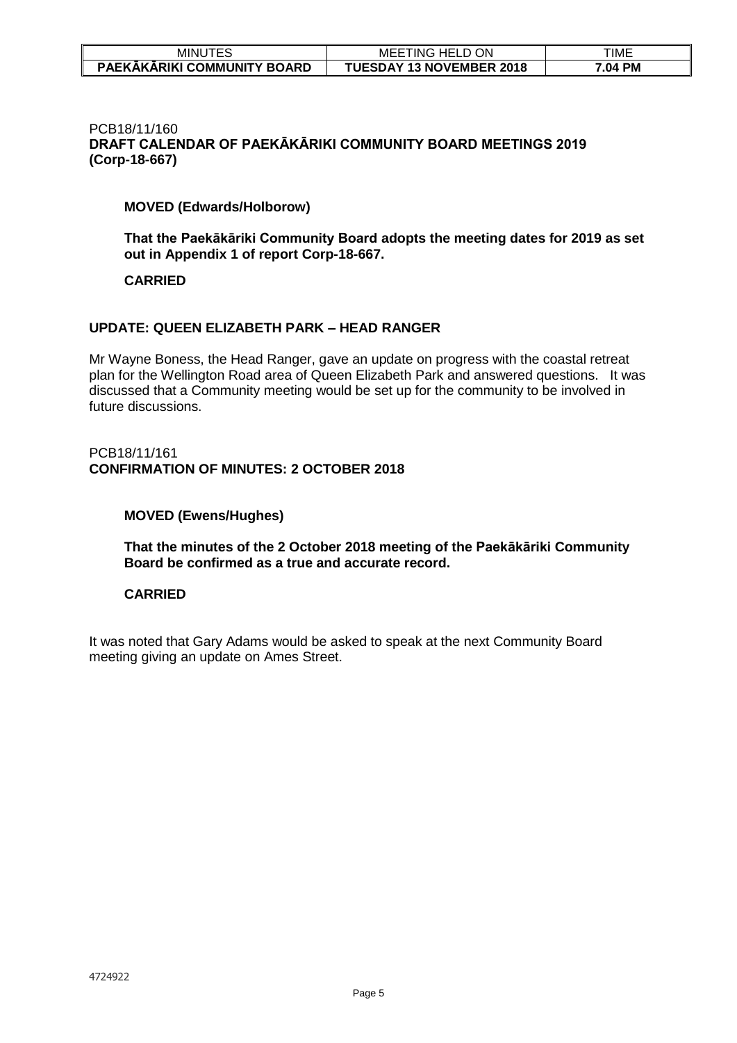PCB18/11/160
**DRAFT CALENDAR OF PAEKĀKĀRIKI COMMUNITY BOARD MEETINGS 2019 (Corp-18-667)**

**MOVED (Edwards/Holborow)**

**That the Paekākāriki Community Board adopts the meeting dates for 2019 as set out in Appendix 1 of report Corp-18-667.**

**CARRIED**

**UPDATE: QUEEN ELIZABETH PARK – HEAD RANGER**

Mr Wayne Boness, the Head Ranger, gave an update on progress with the coastal retreat plan for the Wellington Road area of Queen Elizabeth Park and answered questions. It was discussed that a Community meeting would be set up for the community to be involved in future discussions.

PCB18/11/161
**CONFIRMATION OF MINUTES: 2 OCTOBER 2018**

**MOVED (Ewens/Hughes)**

**That the minutes of the 2 October 2018 meeting of the Paekākāriki Community Board be confirmed as a true and accurate record.**

**CARRIED**

It was noted that Gary Adams would be asked to speak at the next Community Board meeting giving an update on Ames Street.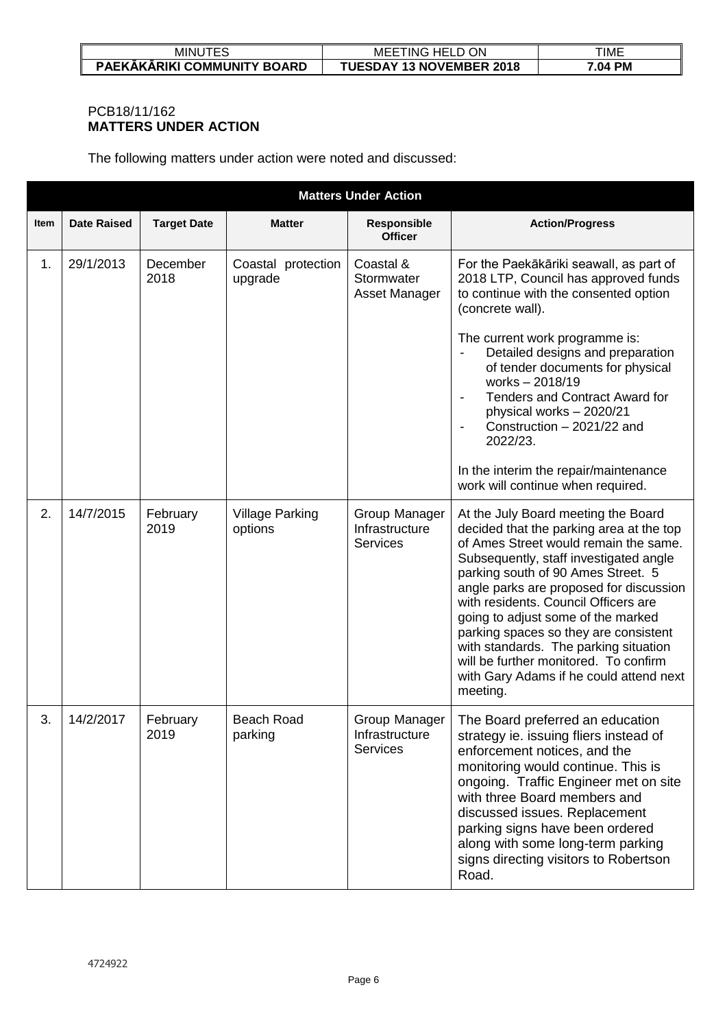PCB18/11/162
**MATTERS UNDER ACTION**

The following matters under action were noted and discussed:

| Item | Date Raised | Target Date | Matter | Responsible Officer | Action/Progress |
|---|---|---|---|---|---|
| 1. | 29/1/2013 | December 2018 | Coastal protection upgrade | Coastal & Stormwater Asset Manager | For the Paekākāriki seawall, as part of 2018 LTP, Council has approved funds to continue with the consented option (concrete wall).<br><br>The current work programme is:<br>- Detailed designs and preparation of tender documents for physical works – 2018/19<br>- Tenders and Contract Award for physical works – 2020/21<br>- Construction – 2021/22 and 2022/23.<br><br>In the interim the repair/maintenance work will continue when required. |
| 2. | 14/7/2015 | February 2019 | Village Parking options | Group Manager Infrastructure Services | At the July Board meeting the Board decided that the parking area at the top of Ames Street would remain the same. Subsequently, staff investigated angle parking south of 90 Ames Street. 5 angle parks are proposed for discussion with residents. Council Officers are going to adjust some of the marked parking spaces so they are consistent with standards. The parking situation will be further monitored. To confirm with Gary Adams if he could attend next meeting. |
| 3. | 14/2/2017 | February 2019 | Beach Road parking | Group Manager Infrastructure Services | The Board preferred an education strategy ie. issuing fliers instead of enforcement notices, and the monitoring would continue. This is ongoing. Traffic Engineer met on site with three Board members and discussed issues. Replacement parking signs have been ordered along with some long-term parking signs directing visitors to Robertson Road. |

4724922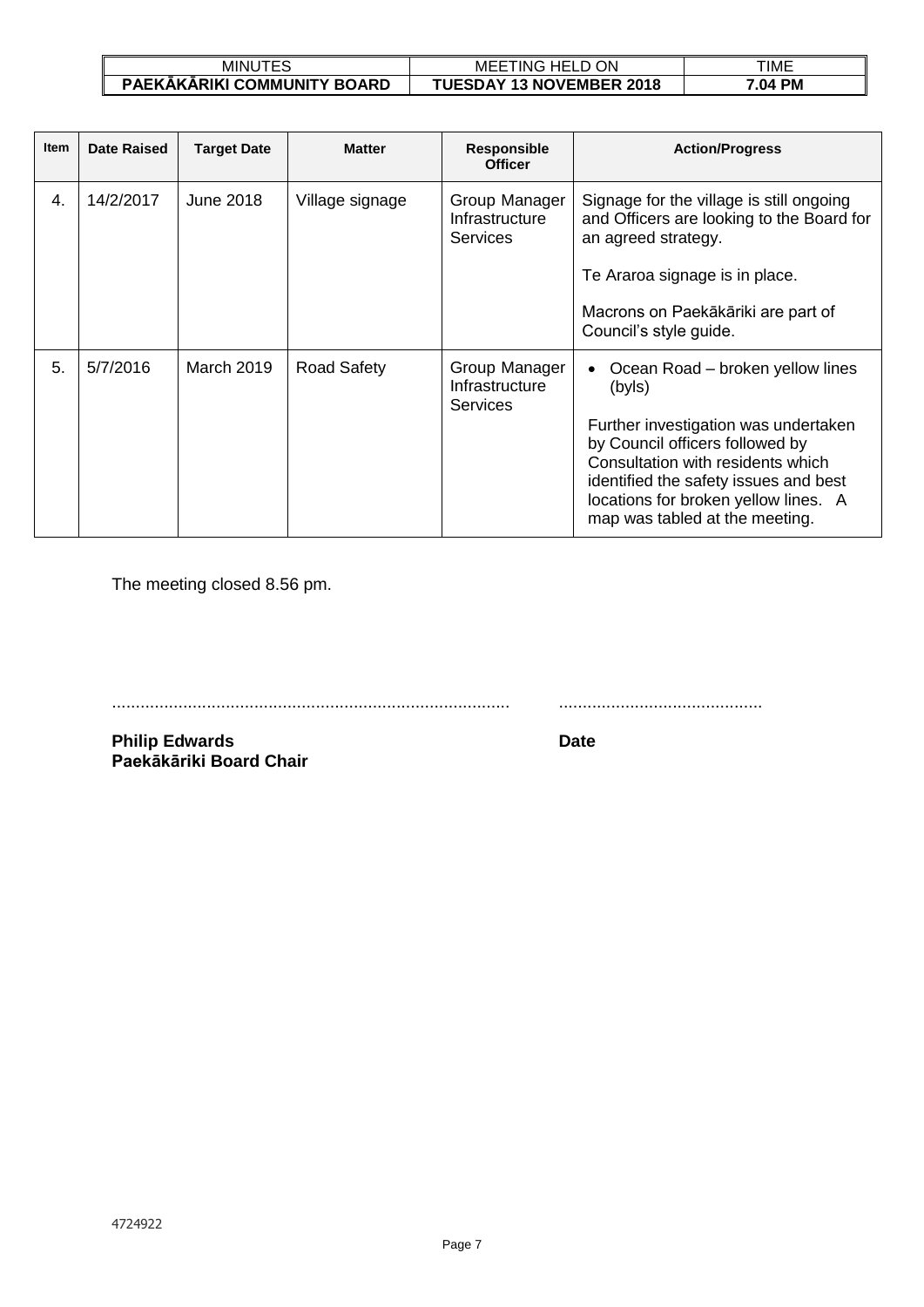| Item | Date Raised | Target Date | Matter | Responsible Officer | Action/Progress |
|---|---|---|---|---|---|
| 4. | 14/2/2017 | June 2018 | Village signage | Group Manager Infrastructure Services | Signage for the village is still ongoing and Officers are looking to the Board for an agreed strategy.<br><br>Te Araroa signage is in place.<br><br>Macrons on Paekākāriki are part of Council's style guide. |
| 5. | 5/7/2016 | March 2019 | Road Safety | Group Manager Infrastructure Services | • Ocean Road – broken yellow lines (byls)<br><br>Further investigation was undertaken by Council officers followed by Consultation with residents which identified the safety issues and best locations for broken yellow lines. A map was tabled at the meeting. |

The meeting closed 8.56 pm.

.................................................................................... ...........................................

**Philip Edwards** **Date**
**Paekākāriki Board Chair**

4724922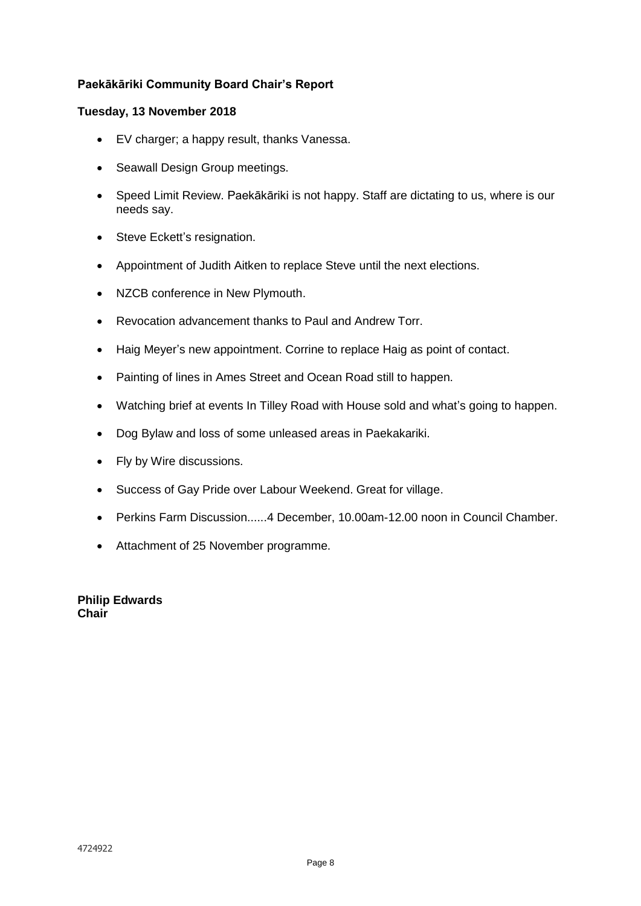**Paekākāriki Community Board Chair's Report**

**Tuesday, 13 November 2018**

- EV charger; a happy result, thanks Vanessa.
- Seawall Design Group meetings.
- Speed Limit Review. Paekākāriki is not happy. Staff are dictating to us, where is our needs say.
- Steve Eckett's resignation.
- Appointment of Judith Aitken to replace Steve until the next elections.
- NZCB conference in New Plymouth.
- Revocation advancement thanks to Paul and Andrew Torr.
- Haig Meyer's new appointment. Corrine to replace Haig as point of contact.
- Painting of lines in Ames Street and Ocean Road still to happen.
- Watching brief at events In Tilley Road with House sold and what's going to happen.
- Dog Bylaw and loss of some unleased areas in Paekakariki.
- Fly by Wire discussions.
- Success of Gay Pride over Labour Weekend. Great for village.
- Perkins Farm Discussion......4 December, 10.00am-12.00 noon in Council Chamber.
- Attachment of 25 November programme.

**Philip Edwards**
**Chair**

4724922